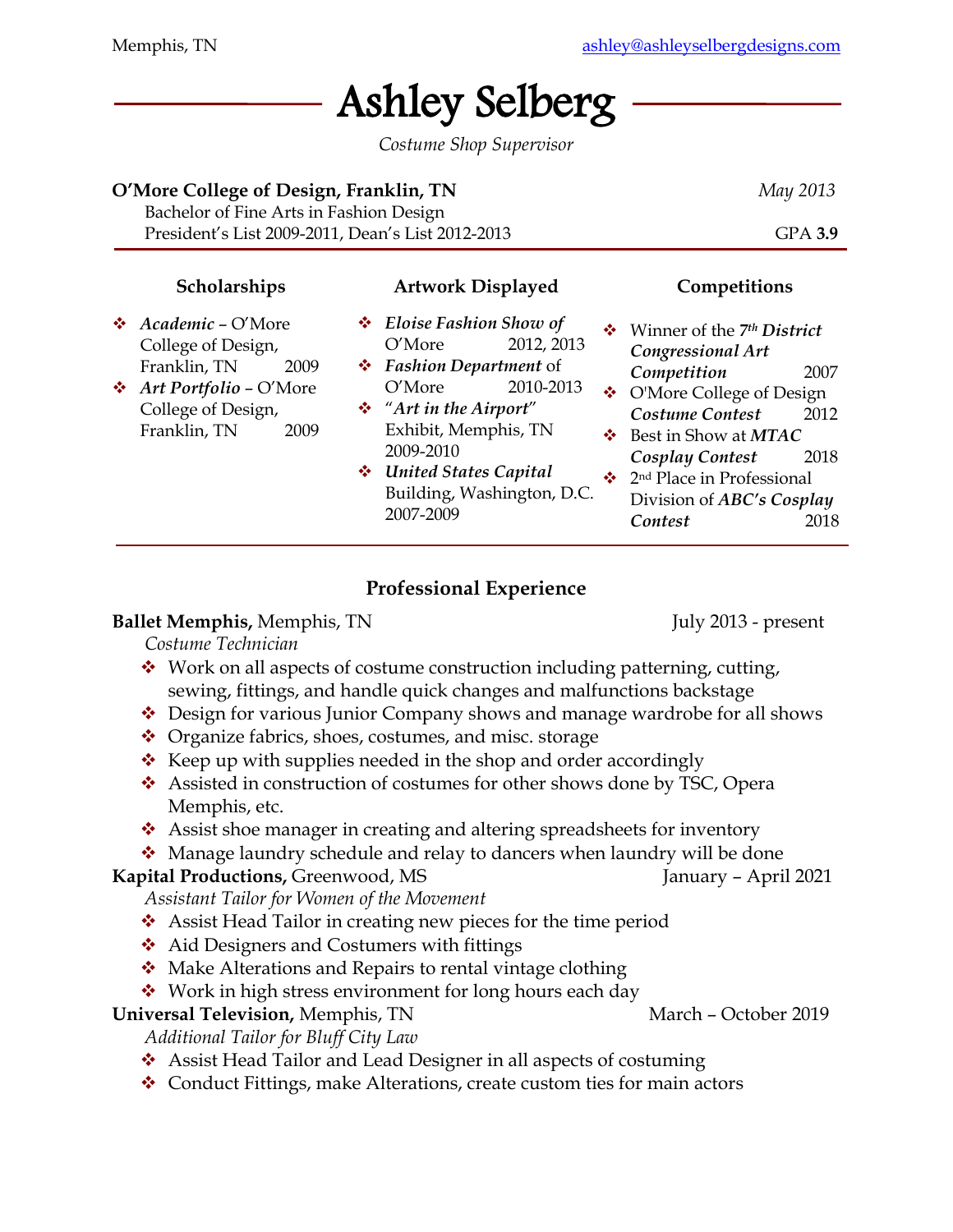Memphis, TN ashley@ashleyselbergdesigns.com

# Ashley Selberg

*Costume Shop Supervisor*

**O'More College of Design, Franklin, TN** *May 2013*
Bachelor of Fine Arts in Fashion Design
President's List 2009-2011, Dean's List 2012-2013 GPA **3.9**

### Scholarships

- ***Academic*** – O'More College of Design, Franklin, TN 2009
- ***Art Portfolio*** – O'More College of Design, Franklin, TN 2009

### Artwork Displayed

- ***Eloise Fashion Show of*** O'More 2012, 2013
- ***Fashion Department*** of O'More 2010-2013
- "***Art in the Airport***" Exhibit, Memphis, TN 2009-2010
- ***United States Capital*** Building, Washington, D.C. 2007-2009

### Competitions

- Winner of the ***7th District Congressional Art Competition*** 2007
- O'More College of Design ***Costume Contest*** 2012
- Best in Show at ***MTAC Cosplay Contest*** 2018
- 2nd Place in Professional Division of ***ABC's Cosplay Contest*** 2018

## Professional Experience

**Ballet Memphis,** Memphis, TN July 2013 - present
*Costume Technician*

- Work on all aspects of costume construction including patterning, cutting, sewing, fittings, and handle quick changes and malfunctions backstage
- Design for various Junior Company shows and manage wardrobe for all shows
- Organize fabrics, shoes, costumes, and misc. storage
- Keep up with supplies needed in the shop and order accordingly
- Assisted in construction of costumes for other shows done by TSC, Opera Memphis, etc.
- Assist shoe manager in creating and altering spreadsheets for inventory
- Manage laundry schedule and relay to dancers when laundry will be done

**Kapital Productions,** Greenwood, MS January – April 2021
*Assistant Tailor for Women of the Movement*

- Assist Head Tailor in creating new pieces for the time period
- Aid Designers and Costumers with fittings
- Make Alterations and Repairs to rental vintage clothing
- Work in high stress environment for long hours each day

**Universal Television,** Memphis, TN March – October 2019
*Additional Tailor for Bluff City Law*

- Assist Head Tailor and Lead Designer in all aspects of costuming
- Conduct Fittings, make Alterations, create custom ties for main actors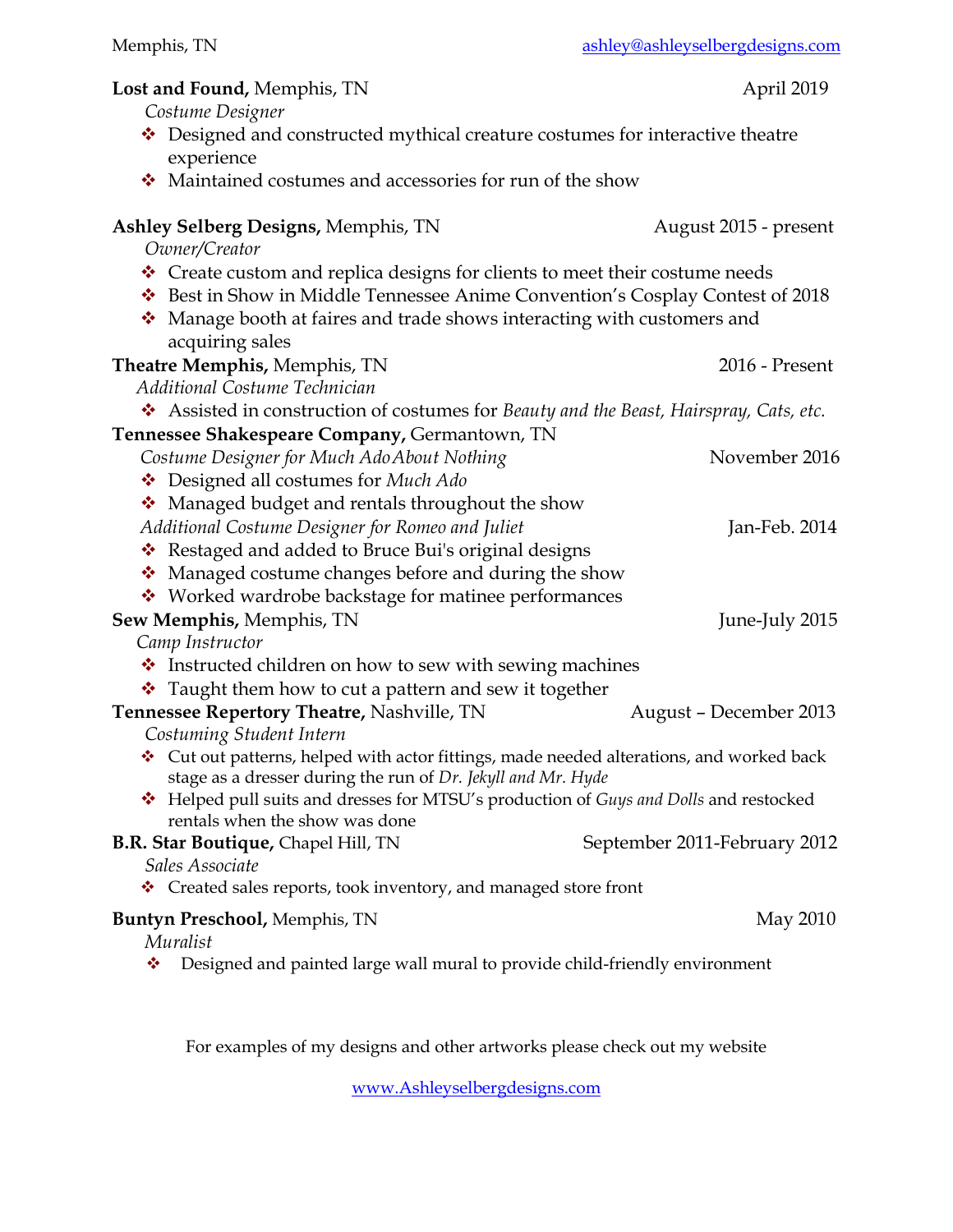**Lost and Found,** Memphis, TN April 2019

*Costume Designer*

- Designed and constructed mythical creature costumes for interactive theatre experience
- Maintained costumes and accessories for run of the show

**Ashley Selberg Designs,** Memphis, TN August 2015 - present

*Owner/Creator*

- Create custom and replica designs for clients to meet their costume needs
- Best in Show in Middle Tennessee Anime Convention's Cosplay Contest of 2018
- Manage booth at faires and trade shows interacting with customers and acquiring sales

**Theatre Memphis,** Memphis, TN 2016 - Present

*Additional Costume Technician*

- Assisted in construction of costumes for *Beauty and the Beast, Hairspray, Cats, etc.*

**Tennessee Shakespeare Company,** Germantown, TN

*Costume Designer for Much Ado About Nothing* November 2016

- Designed all costumes for *Much Ado*
- Managed budget and rentals throughout the show

*Additional Costume Designer for Romeo and Juliet* Jan-Feb. 2014

- Restaged and added to Bruce Bui's original designs
- Managed costume changes before and during the show
- Worked wardrobe backstage for matinee performances

**Sew Memphis,** Memphis, TN June-July 2015

*Camp Instructor*

- Instructed children on how to sew with sewing machines
- Taught them how to cut a pattern and sew it together

**Tennessee Repertory Theatre,** Nashville, TN August – December 2013

*Costuming Student Intern*

- Cut out patterns, helped with actor fittings, made needed alterations, and worked back stage as a dresser during the run of *Dr. Jekyll and Mr. Hyde*
- Helped pull suits and dresses for MTSU's production of *Guys and Dolls* and restocked rentals when the show was done

**B.R. Star Boutique,** Chapel Hill, TN September 2011-February 2012

*Sales Associate*

- Created sales reports, took inventory, and managed store front

**Buntyn Preschool,** Memphis, TN May 2010

*Muralist*

- Designed and painted large wall mural to provide child-friendly environment

For examples of my designs and other artworks please check out my website

www.Ashleyselbergdesigns.com